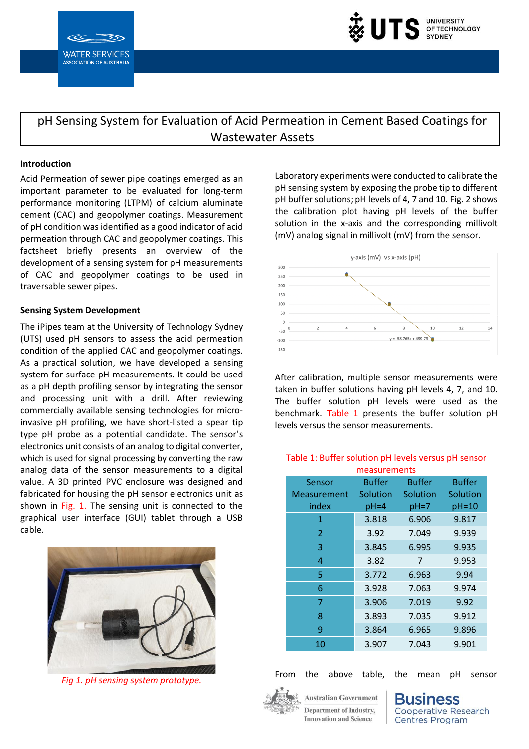# pH Sensing System for Evaluation of Acid Permeation in Cement Based Coatings for Wastewater Assets

## Introduction

Acid Permeation of sewer pipe coatings emerged as an important parameter to be evaluated for long-term performance monitoring (LTPM) of calcium aluminate cement (CAC) and geopolymer coatings. Measurement of pH condition was identified as a good indicator of acid permeation through CAC and geopolymer coatings. This factsheet briefly presents an overview of the development of a sensing system for pH measurements of CAC and geopolymer coatings to be used in traversable sewer pipes.

## Sensing System Development

The iPipes team at the University of Technology Sydney (UTS) used pH sensors to assess the acid permeation condition of the applied CAC and geopolymer coatings. As a practical solution, we have developed a sensing system for surface pH measurements. It could be used as a pH depth profiling sensor by integrating the sensor and processing unit with a drill. After reviewing commercially available sensing technologies for micro-invasive pH profiling, we have short-listed a spear tip type pH probe as a potential candidate. The sensor's electronics unit consists of an analog to digital converter, which is used for signal processing by converting the raw analog data of the sensor measurements to a digital value. A 3D printed PVC enclosure was designed and fabricated for housing the pH sensor electronics unit as shown in Fig. 1. The sensing unit is connected to the graphical user interface (GUI) tablet through a USB cable.

*Fig 1. pH sensing system prototype.*

Laboratory experiments were conducted to calibrate the pH sensing system by exposing the probe tip to different pH buffer solutions; pH levels of 4, 7 and 10. Fig. 2 shows the calibration plot having pH levels of the buffer solution in the x-axis and the corresponding millivolt (mV) analog signal in millivolt (mV) from the sensor.

y-axis (mV) vs x-axis (pH)

$y = -58.765x + 499.79$

After calibration, multiple sensor measurements were taken in buffer solutions having pH levels 4, 7, and 10. The buffer solution pH levels were used as the benchmark. Table 1 presents the buffer solution pH levels versus the sensor measurements.

Table 1: Buffer solution pH levels versus pH sensor measurements

| Sensor Measurement index | Buffer Solution pH=4 | Buffer Solution pH=7 | Buffer Solution pH=10 |
|---|---|---|---|
| 1 | 3.818 | 6.906 | 9.817 |
| 2 | 3.92 | 7.049 | 9.939 |
| 3 | 3.845 | 6.995 | 9.935 |
| 4 | 3.82 | 7 | 9.953 |
| 5 | 3.772 | 6.963 | 9.94 |
| 6 | 3.928 | 7.063 | 9.974 |
| 7 | 3.906 | 7.019 | 9.92 |
| 8 | 3.893 | 7.035 | 9.912 |
| 9 | 3.864 | 6.965 | 9.896 |
| 10 | 3.907 | 7.043 | 9.901 |

From the above table, the mean pH sensor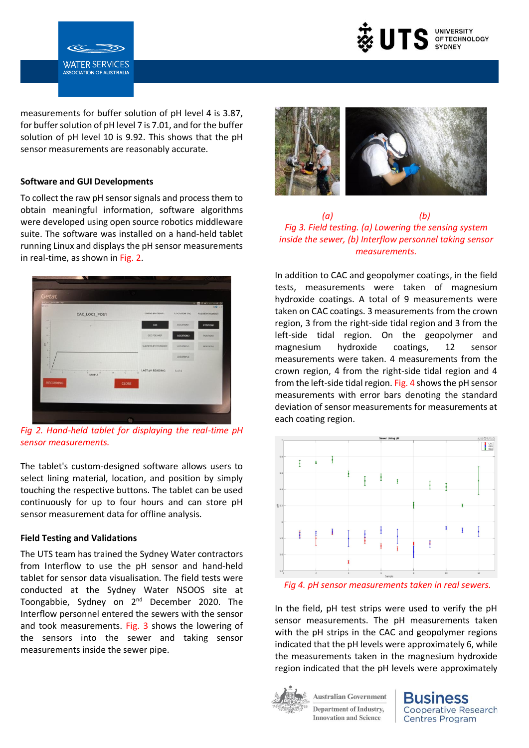measurements for buffer solution of pH level 4 is 3.87, for buffer solution of pH level 7 is 7.01, and for the buffer solution of pH level 10 is 9.92. This shows that the pH sensor measurements are reasonably accurate.

### Software and GUI Developments

To collect the raw pH sensor signals and process them to obtain meaningful information, software algorithms were developed using open source robotics middleware suite. The software was installed on a hand-held tablet running Linux and displays the pH sensor measurements in real-time, as shown in Fig. 2.

*Fig 2. Hand-held tablet for displaying the real-time pH sensor measurements.*

The tablet's custom-designed software allows users to select lining material, location, and position by simply touching the respective buttons. The tablet can be used continuously for up to four hours and can store pH sensor measurement data for offline analysis.

### Field Testing and Validations

The UTS team has trained the Sydney Water contractors from Interflow to use the pH sensor and hand-held tablet for sensor data visualisation. The field tests were conducted at the Sydney Water NSOOS site at Toongabbie, Sydney on 2nd December 2020. The Interflow personnel entered the sewers with the sensor and took measurements. Fig. 3 shows the lowering of the sensors into the sewer and taking sensor measurements inside the sewer pipe.

*(a) (b)*
*Fig 3. Field testing. (a) Lowering the sensing system inside the sewer, (b) Interflow personnel taking sensor measurements.*

In addition to CAC and geopolymer coatings, in the field tests, measurements were taken of magnesium hydroxide coatings. A total of 9 measurements were taken on CAC coatings. 3 measurements from the crown region, 3 from the right-side tidal region and 3 from the left-side tidal region. On the geopolymer and magnesium hydroxide coatings, 12 sensor measurements were taken. 4 measurements from the crown region, 4 from the right-side tidal region and 4 from the left-side tidal region. Fig. 4 shows the pH sensor measurements with error bars denoting the standard deviation of sensor measurements for measurements at each coating region.

*Fig 4. pH sensor measurements taken in real sewers.*

In the field, pH test strips were used to verify the pH sensor measurements. The pH measurements taken with the pH strips in the CAC and geopolymer regions indicated that the pH levels were approximately 6, while the measurements taken in the magnesium hydroxide region indicated that the pH levels were approximately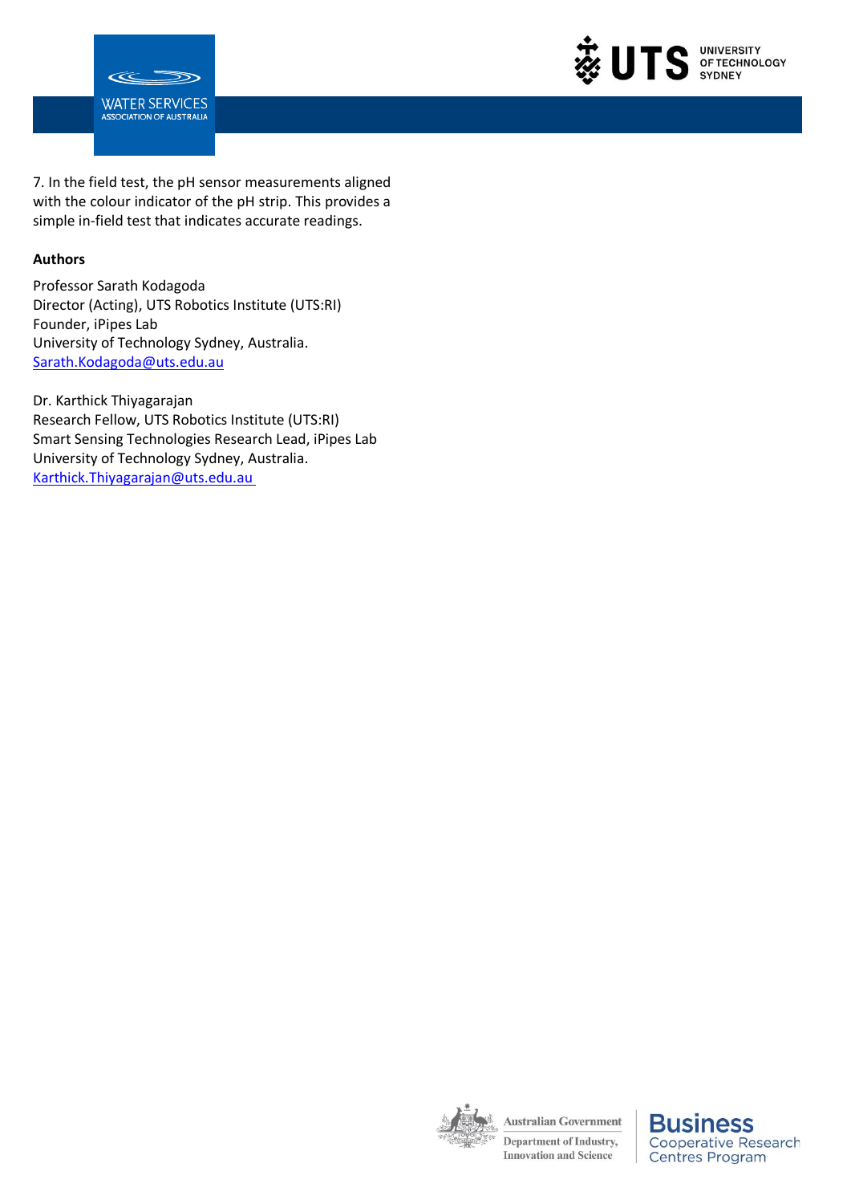7. In the field test, the pH sensor measurements aligned with the colour indicator of the pH strip. This provides a simple in-field test that indicates accurate readings.

**Authors**

Professor Sarath Kodagoda
Director (Acting), UTS Robotics Institute (UTS:RI)
Founder, iPipes Lab
University of Technology Sydney, Australia.
Sarath.Kodagoda@uts.edu.au

Dr. Karthick Thiyagarajan
Research Fellow, UTS Robotics Institute (UTS:RI)
Smart Sensing Technologies Research Lead, iPipes Lab
University of Technology Sydney, Australia.
Karthick.Thiyagarajan@uts.edu.au